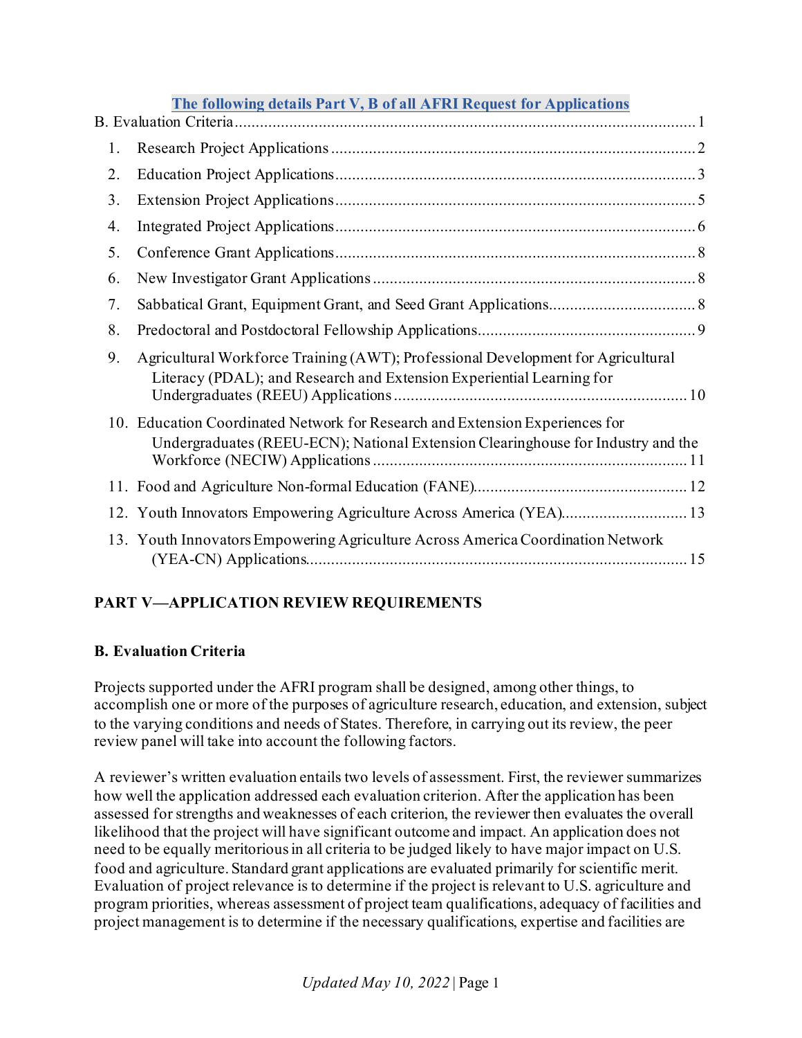**The following details Part V, B of all AFRI Request for Applications**

B. Evaluation Criteria ........................................................................................................ 1

1. Research Project Applications ........................................................................................ 2
2. Education Project Applications ....................................................................................... 3
3. Extension Project Applications ....................................................................................... 5
4. Integrated Project Applications ....................................................................................... 6
5. Conference Grant Applications ....................................................................................... 8
6. New Investigator Grant Applications .............................................................................. 8
7. Sabbatical Grant, Equipment Grant, and Seed Grant Applications .................................. 8
8. Predoctoral and Postdoctoral Fellowship Applications ................................................... 9
9. Agricultural Workforce Training (AWT); Professional Development for Agricultural Literacy (PDAL); and Research and Extension Experiential Learning for Undergraduates (REEU) Applications ..................................................................... 10
10. Education Coordinated Network for Research and Extension Experiences for Undergraduates (REEU-ECN); National Extension Clearinghouse for Industry and the Workforce (NECIW) Applications ........................................................................... 11
11. Food and Agriculture Non-formal Education (FANE) .................................................. 12
12. Youth Innovators Empowering Agriculture Across America (YEA) ............................. 13
13. Youth Innovators Empowering Agriculture Across America Coordination Network (YEA-CN) Applications .......................................................................................... 15

## PART V—APPLICATION REVIEW REQUIREMENTS

### B. Evaluation Criteria

Projects supported under the AFRI program shall be designed, among other things, to accomplish one or more of the purposes of agriculture research, education, and extension, subject to the varying conditions and needs of States. Therefore, in carrying out its review, the peer review panel will take into account the following factors.

A reviewer's written evaluation entails two levels of assessment. First, the reviewer summarizes how well the application addressed each evaluation criterion. After the application has been assessed for strengths and weaknesses of each criterion, the reviewer then evaluates the overall likelihood that the project will have significant outcome and impact. An application does not need to be equally meritorious in all criteria to be judged likely to have major impact on U.S. food and agriculture. Standard grant applications are evaluated primarily for scientific merit. Evaluation of project relevance is to determine if the project is relevant to U.S. agriculture and program priorities, whereas assessment of project team qualifications, adequacy of facilities and project management is to determine if the necessary qualifications, expertise and facilities are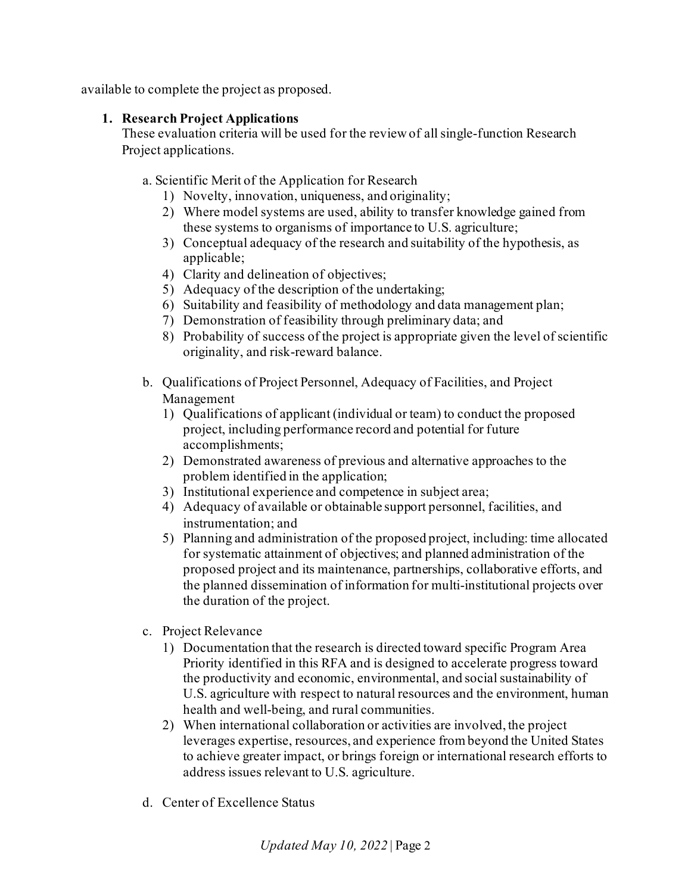available to complete the project as proposed.

1. **Research Project Applications**
   These evaluation criteria will be used for the review of all single-function Research Project applications.

   a. Scientific Merit of the Application for Research
      1) Novelty, innovation, uniqueness, and originality;
      2) Where model systems are used, ability to transfer knowledge gained from these systems to organisms of importance to U.S. agriculture;
      3) Conceptual adequacy of the research and suitability of the hypothesis, as applicable;
      4) Clarity and delineation of objectives;
      5) Adequacy of the description of the undertaking;
      6) Suitability and feasibility of methodology and data management plan;
      7) Demonstration of feasibility through preliminary data; and
      8) Probability of success of the project is appropriate given the level of scientific originality, and risk-reward balance.

   b. Qualifications of Project Personnel, Adequacy of Facilities, and Project Management
      1) Qualifications of applicant (individual or team) to conduct the proposed project, including performance record and potential for future accomplishments;
      2) Demonstrated awareness of previous and alternative approaches to the problem identified in the application;
      3) Institutional experience and competence in subject area;
      4) Adequacy of available or obtainable support personnel, facilities, and instrumentation; and
      5) Planning and administration of the proposed project, including: time allocated for systematic attainment of objectives; and planned administration of the proposed project and its maintenance, partnerships, collaborative efforts, and the planned dissemination of information for multi-institutional projects over the duration of the project.

   c. Project Relevance
      1) Documentation that the research is directed toward specific Program Area Priority identified in this RFA and is designed to accelerate progress toward the productivity and economic, environmental, and social sustainability of U.S. agriculture with respect to natural resources and the environment, human health and well-being, and rural communities.
      2) When international collaboration or activities are involved, the project leverages expertise, resources, and experience from beyond the United States to achieve greater impact, or brings foreign or international research efforts to address issues relevant to U.S. agriculture.

   d. Center of Excellence Status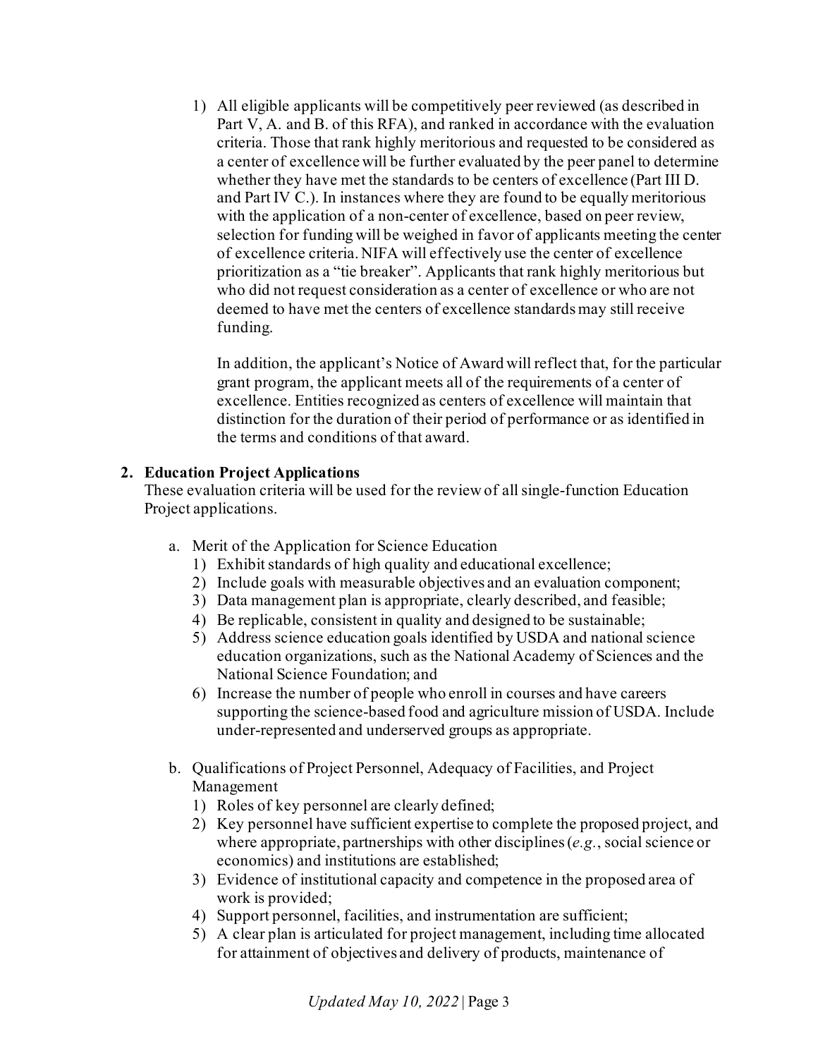1) All eligible applicants will be competitively peer reviewed (as described in Part V, A. and B. of this RFA), and ranked in accordance with the evaluation criteria. Those that rank highly meritorious and requested to be considered as a center of excellence will be further evaluated by the peer panel to determine whether they have met the standards to be centers of excellence (Part III D. and Part IV C.). In instances where they are found to be equally meritorious with the application of a non-center of excellence, based on peer review, selection for funding will be weighed in favor of applicants meeting the center of excellence criteria. NIFA will effectively use the center of excellence prioritization as a "tie breaker". Applicants that rank highly meritorious but who did not request consideration as a center of excellence or who are not deemed to have met the centers of excellence standards may still receive funding.

   In addition, the applicant's Notice of Award will reflect that, for the particular grant program, the applicant meets all of the requirements of a center of excellence. Entities recognized as centers of excellence will maintain that distinction for the duration of their period of performance or as identified in the terms and conditions of that award.

**2. Education Project Applications**

These evaluation criteria will be used for the review of all single-function Education Project applications.

a. Merit of the Application for Science Education
   1) Exhibit standards of high quality and educational excellence;
   2) Include goals with measurable objectives and an evaluation component;
   3) Data management plan is appropriate, clearly described, and feasible;
   4) Be replicable, consistent in quality and designed to be sustainable;
   5) Address science education goals identified by USDA and national science education organizations, such as the National Academy of Sciences and the National Science Foundation; and
   6) Increase the number of people who enroll in courses and have careers supporting the science-based food and agriculture mission of USDA. Include under-represented and underserved groups as appropriate.

b. Qualifications of Project Personnel, Adequacy of Facilities, and Project Management
   1) Roles of key personnel are clearly defined;
   2) Key personnel have sufficient expertise to complete the proposed project, and where appropriate, partnerships with other disciplines (*e.g.*, social science or economics) and institutions are established;
   3) Evidence of institutional capacity and competence in the proposed area of work is provided;
   4) Support personnel, facilities, and instrumentation are sufficient;
   5) A clear plan is articulated for project management, including time allocated for attainment of objectives and delivery of products, maintenance of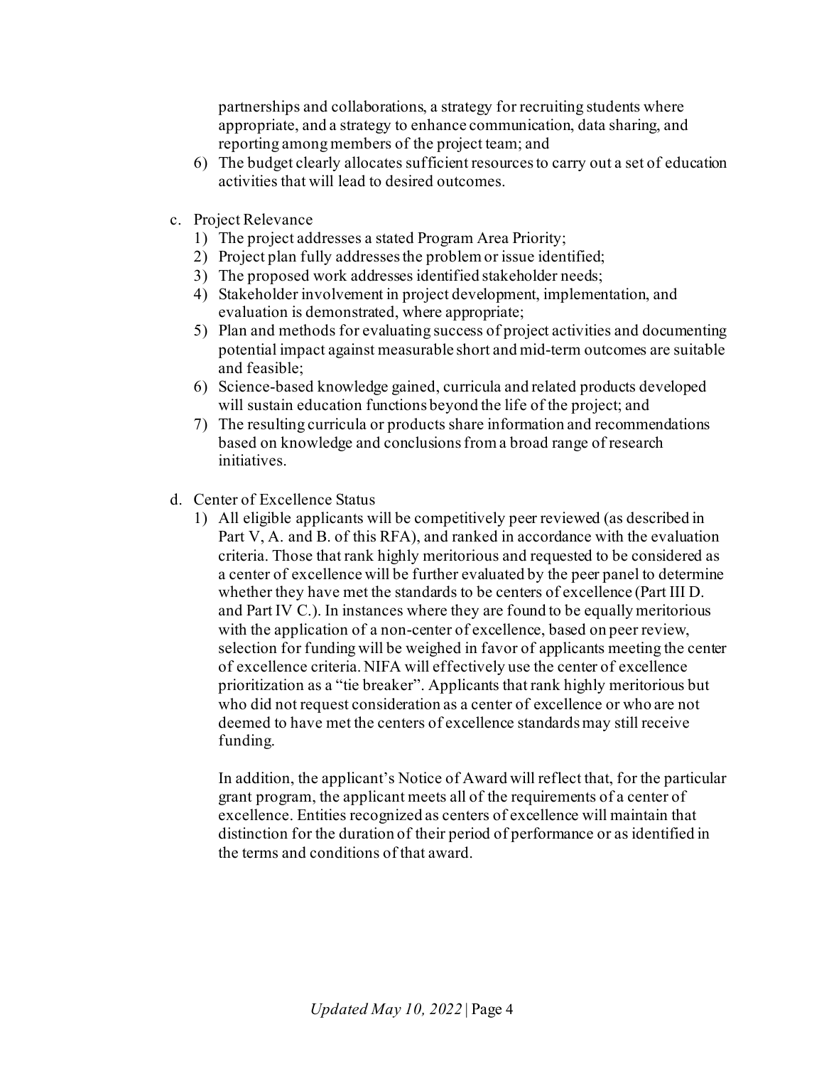partnerships and collaborations, a strategy for recruiting students where appropriate, and a strategy to enhance communication, data sharing, and reporting among members of the project team; and

6) The budget clearly allocates sufficient resources to carry out a set of education activities that will lead to desired outcomes.

c. Project Relevance

1) The project addresses a stated Program Area Priority;
2) Project plan fully addresses the problem or issue identified;
3) The proposed work addresses identified stakeholder needs;
4) Stakeholder involvement in project development, implementation, and evaluation is demonstrated, where appropriate;
5) Plan and methods for evaluating success of project activities and documenting potential impact against measurable short and mid-term outcomes are suitable and feasible;
6) Science-based knowledge gained, curricula and related products developed will sustain education functions beyond the life of the project; and
7) The resulting curricula or products share information and recommendations based on knowledge and conclusions from a broad range of research initiatives.

d. Center of Excellence Status

1) All eligible applicants will be competitively peer reviewed (as described in Part V, A. and B. of this RFA), and ranked in accordance with the evaluation criteria. Those that rank highly meritorious and requested to be considered as a center of excellence will be further evaluated by the peer panel to determine whether they have met the standards to be centers of excellence (Part III D. and Part IV C.). In instances where they are found to be equally meritorious with the application of a non-center of excellence, based on peer review, selection for funding will be weighed in favor of applicants meeting the center of excellence criteria. NIFA will effectively use the center of excellence prioritization as a "tie breaker". Applicants that rank highly meritorious but who did not request consideration as a center of excellence or who are not deemed to have met the centers of excellence standards may still receive funding.

   In addition, the applicant's Notice of Award will reflect that, for the particular grant program, the applicant meets all of the requirements of a center of excellence. Entities recognized as centers of excellence will maintain that distinction for the duration of their period of performance or as identified in the terms and conditions of that award.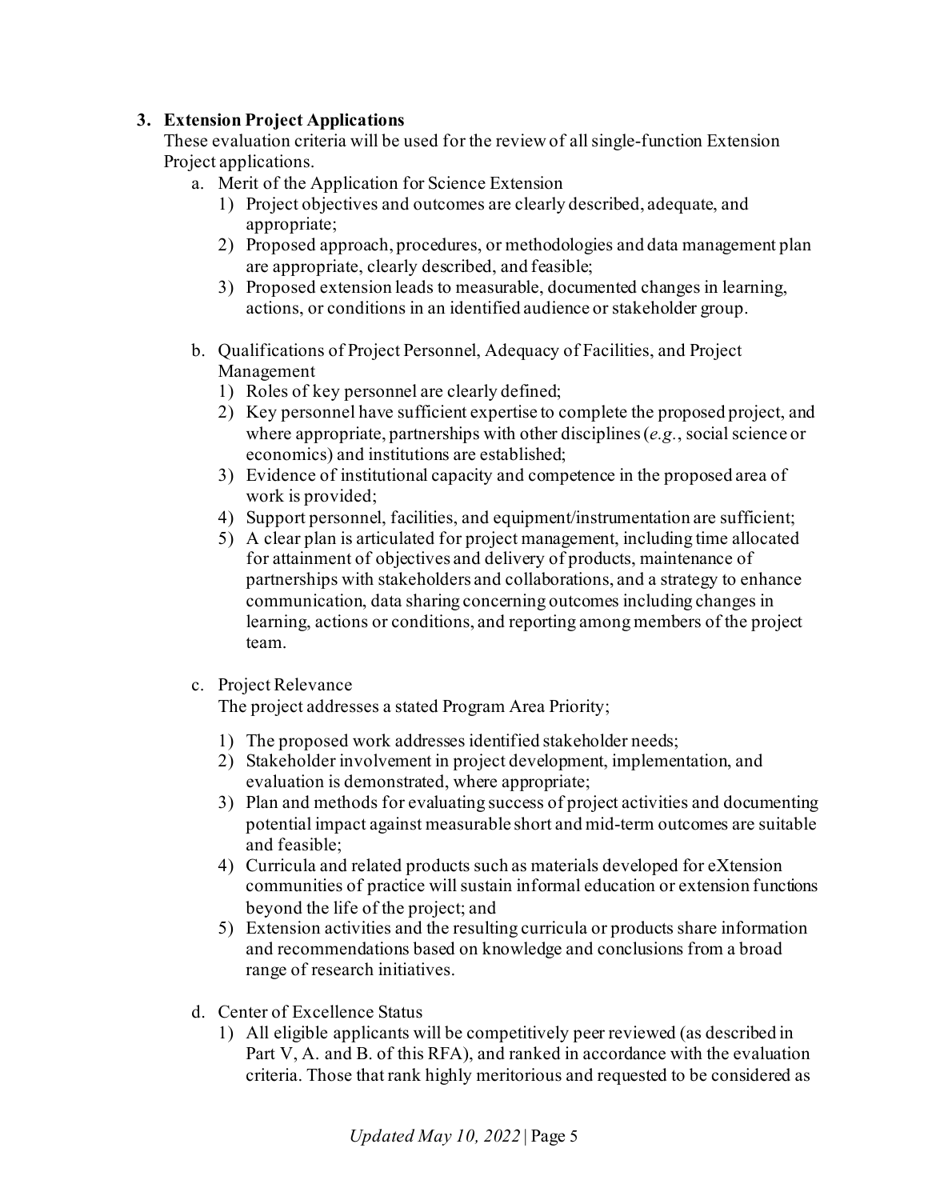### 3. Extension Project Applications

These evaluation criteria will be used for the review of all single-function Extension Project applications.

a. Merit of the Application for Science Extension
   1) Project objectives and outcomes are clearly described, adequate, and appropriate;
   2) Proposed approach, procedures, or methodologies and data management plan are appropriate, clearly described, and feasible;
   3) Proposed extension leads to measurable, documented changes in learning, actions, or conditions in an identified audience or stakeholder group.

b. Qualifications of Project Personnel, Adequacy of Facilities, and Project Management
   1) Roles of key personnel are clearly defined;
   2) Key personnel have sufficient expertise to complete the proposed project, and where appropriate, partnerships with other disciplines (*e.g.*, social science or economics) and institutions are established;
   3) Evidence of institutional capacity and competence in the proposed area of work is provided;
   4) Support personnel, facilities, and equipment/instrumentation are sufficient;
   5) A clear plan is articulated for project management, including time allocated for attainment of objectives and delivery of products, maintenance of partnerships with stakeholders and collaborations, and a strategy to enhance communication, data sharing concerning outcomes including changes in learning, actions or conditions, and reporting among members of the project team.

c. Project Relevance

   The project addresses a stated Program Area Priority;

   1) The proposed work addresses identified stakeholder needs;
   2) Stakeholder involvement in project development, implementation, and evaluation is demonstrated, where appropriate;
   3) Plan and methods for evaluating success of project activities and documenting potential impact against measurable short and mid-term outcomes are suitable and feasible;
   4) Curricula and related products such as materials developed for eXtension communities of practice will sustain informal education or extension functions beyond the life of the project; and
   5) Extension activities and the resulting curricula or products share information and recommendations based on knowledge and conclusions from a broad range of research initiatives.

d. Center of Excellence Status
   1) All eligible applicants will be competitively peer reviewed (as described in Part V, A. and B. of this RFA), and ranked in accordance with the evaluation criteria. Those that rank highly meritorious and requested to be considered as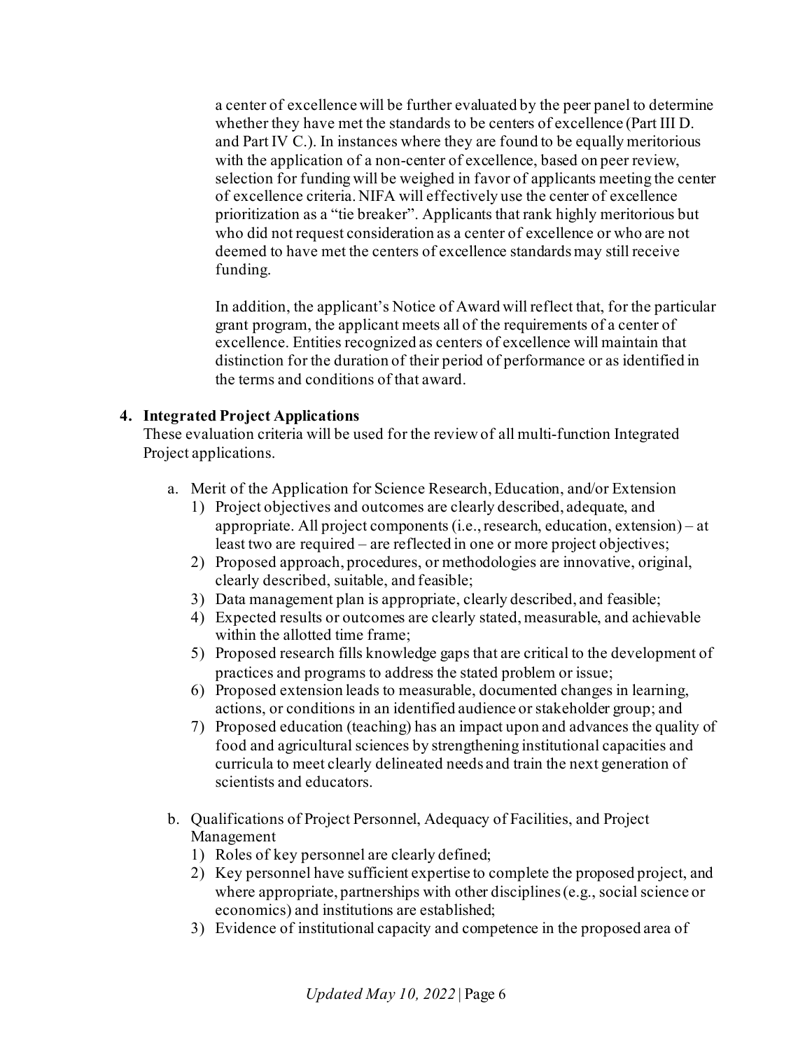a center of excellence will be further evaluated by the peer panel to determine whether they have met the standards to be centers of excellence (Part III D. and Part IV C.). In instances where they are found to be equally meritorious with the application of a non-center of excellence, based on peer review, selection for funding will be weighed in favor of applicants meeting the center of excellence criteria. NIFA will effectively use the center of excellence prioritization as a "tie breaker". Applicants that rank highly meritorious but who did not request consideration as a center of excellence or who are not deemed to have met the centers of excellence standards may still receive funding.

In addition, the applicant's Notice of Award will reflect that, for the particular grant program, the applicant meets all of the requirements of a center of excellence. Entities recognized as centers of excellence will maintain that distinction for the duration of their period of performance or as identified in the terms and conditions of that award.

**4. Integrated Project Applications**

These evaluation criteria will be used for the review of all multi-function Integrated Project applications.

a. Merit of the Application for Science Research, Education, and/or Extension
   1) Project objectives and outcomes are clearly described, adequate, and appropriate. All project components (i.e., research, education, extension) – at least two are required – are reflected in one or more project objectives;
   2) Proposed approach, procedures, or methodologies are innovative, original, clearly described, suitable, and feasible;
   3) Data management plan is appropriate, clearly described, and feasible;
   4) Expected results or outcomes are clearly stated, measurable, and achievable within the allotted time frame;
   5) Proposed research fills knowledge gaps that are critical to the development of practices and programs to address the stated problem or issue;
   6) Proposed extension leads to measurable, documented changes in learning, actions, or conditions in an identified audience or stakeholder group; and
   7) Proposed education (teaching) has an impact upon and advances the quality of food and agricultural sciences by strengthening institutional capacities and curricula to meet clearly delineated needs and train the next generation of scientists and educators.

b. Qualifications of Project Personnel, Adequacy of Facilities, and Project Management
   1) Roles of key personnel are clearly defined;
   2) Key personnel have sufficient expertise to complete the proposed project, and where appropriate, partnerships with other disciplines (e.g., social science or economics) and institutions are established;
   3) Evidence of institutional capacity and competence in the proposed area of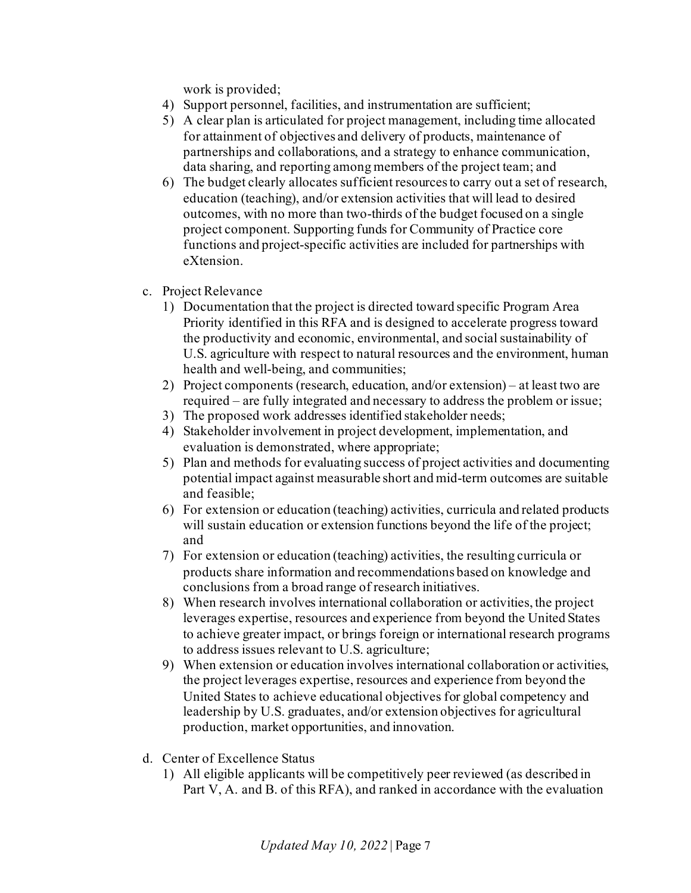work is provided;

4) Support personnel, facilities, and instrumentation are sufficient;
5) A clear plan is articulated for project management, including time allocated for attainment of objectives and delivery of products, maintenance of partnerships and collaborations, and a strategy to enhance communication, data sharing, and reporting among members of the project team; and
6) The budget clearly allocates sufficient resources to carry out a set of research, education (teaching), and/or extension activities that will lead to desired outcomes, with no more than two-thirds of the budget focused on a single project component. Supporting funds for Community of Practice core functions and project-specific activities are included for partnerships with eXtension.

c. Project Relevance

1) Documentation that the project is directed toward specific Program Area Priority identified in this RFA and is designed to accelerate progress toward the productivity and economic, environmental, and social sustainability of U.S. agriculture with respect to natural resources and the environment, human health and well-being, and communities;
2) Project components (research, education, and/or extension) – at least two are required – are fully integrated and necessary to address the problem or issue;
3) The proposed work addresses identified stakeholder needs;
4) Stakeholder involvement in project development, implementation, and evaluation is demonstrated, where appropriate;
5) Plan and methods for evaluating success of project activities and documenting potential impact against measurable short and mid-term outcomes are suitable and feasible;
6) For extension or education (teaching) activities, curricula and related products will sustain education or extension functions beyond the life of the project; and
7) For extension or education (teaching) activities, the resulting curricula or products share information and recommendations based on knowledge and conclusions from a broad range of research initiatives.
8) When research involves international collaboration or activities, the project leverages expertise, resources and experience from beyond the United States to achieve greater impact, or brings foreign or international research programs to address issues relevant to U.S. agriculture;
9) When extension or education involves international collaboration or activities, the project leverages expertise, resources and experience from beyond the United States to achieve educational objectives for global competency and leadership by U.S. graduates, and/or extension objectives for agricultural production, market opportunities, and innovation.

d. Center of Excellence Status

1) All eligible applicants will be competitively peer reviewed (as described in Part V, A. and B. of this RFA), and ranked in accordance with the evaluation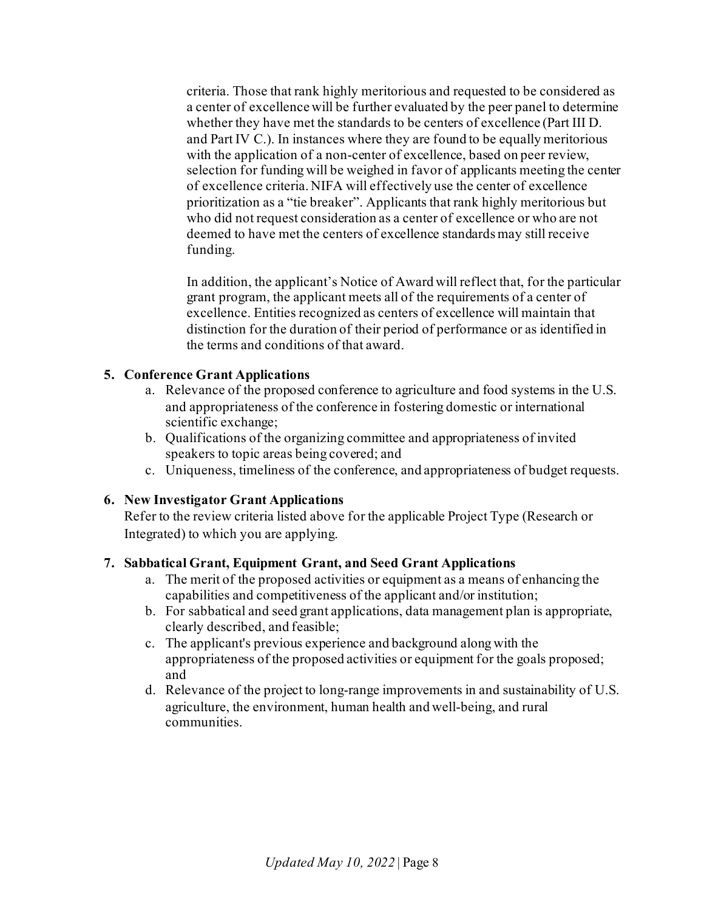criteria. Those that rank highly meritorious and requested to be considered as a center of excellence will be further evaluated by the peer panel to determine whether they have met the standards to be centers of excellence (Part III D. and Part IV C.). In instances where they are found to be equally meritorious with the application of a non-center of excellence, based on peer review, selection for funding will be weighed in favor of applicants meeting the center of excellence criteria. NIFA will effectively use the center of excellence prioritization as a "tie breaker". Applicants that rank highly meritorious but who did not request consideration as a center of excellence or who are not deemed to have met the centers of excellence standards may still receive funding.

In addition, the applicant's Notice of Award will reflect that, for the particular grant program, the applicant meets all of the requirements of a center of excellence. Entities recognized as centers of excellence will maintain that distinction for the duration of their period of performance or as identified in the terms and conditions of that award.

**5. Conference Grant Applications**

a. Relevance of the proposed conference to agriculture and food systems in the U.S. and appropriateness of the conference in fostering domestic or international scientific exchange;
b. Qualifications of the organizing committee and appropriateness of invited speakers to topic areas being covered; and
c. Uniqueness, timeliness of the conference, and appropriateness of budget requests.

**6. New Investigator Grant Applications**

Refer to the review criteria listed above for the applicable Project Type (Research or Integrated) to which you are applying.

**7. Sabbatical Grant, Equipment Grant, and Seed Grant Applications**

a. The merit of the proposed activities or equipment as a means of enhancing the capabilities and competitiveness of the applicant and/or institution;
b. For sabbatical and seed grant applications, data management plan is appropriate, clearly described, and feasible;
c. The applicant's previous experience and background along with the appropriateness of the proposed activities or equipment for the goals proposed; and
d. Relevance of the project to long-range improvements in and sustainability of U.S. agriculture, the environment, human health and well-being, and rural communities.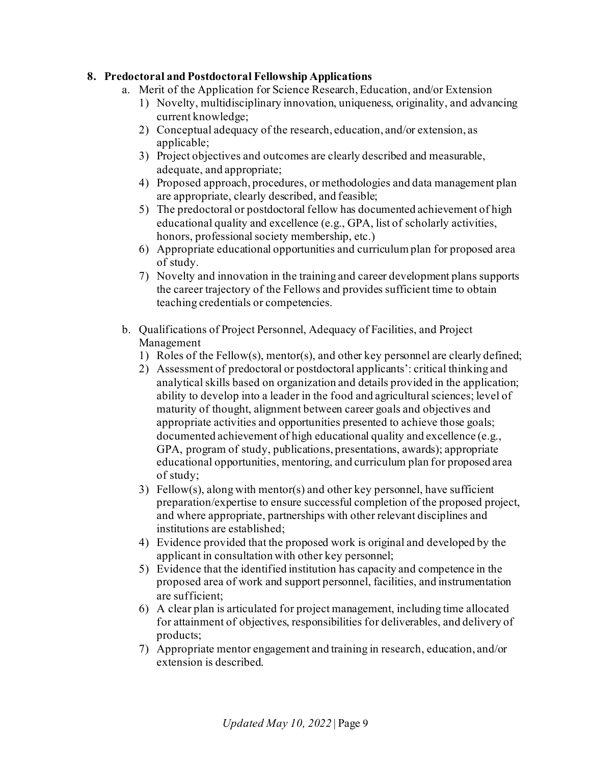**8. Predoctoral and Postdoctoral Fellowship Applications**

a. Merit of the Application for Science Research, Education, and/or Extension

1) Novelty, multidisciplinary innovation, uniqueness, originality, and advancing current knowledge;
2) Conceptual adequacy of the research, education, and/or extension, as applicable;
3) Project objectives and outcomes are clearly described and measurable, adequate, and appropriate;
4) Proposed approach, procedures, or methodologies and data management plan are appropriate, clearly described, and feasible;
5) The predoctoral or postdoctoral fellow has documented achievement of high educational quality and excellence (e.g., GPA, list of scholarly activities, honors, professional society membership, etc.)
6) Appropriate educational opportunities and curriculum plan for proposed area of study.
7) Novelty and innovation in the training and career development plans supports the career trajectory of the Fellows and provides sufficient time to obtain teaching credentials or competencies.

b. Qualifications of Project Personnel, Adequacy of Facilities, and Project Management

1) Roles of the Fellow(s), mentor(s), and other key personnel are clearly defined;
2) Assessment of predoctoral or postdoctoral applicants': critical thinking and analytical skills based on organization and details provided in the application; ability to develop into a leader in the food and agricultural sciences; level of maturity of thought, alignment between career goals and objectives and appropriate activities and opportunities presented to achieve those goals; documented achievement of high educational quality and excellence (e.g., GPA, program of study, publications, presentations, awards); appropriate educational opportunities, mentoring, and curriculum plan for proposed area of study;
3) Fellow(s), along with mentor(s) and other key personnel, have sufficient preparation/expertise to ensure successful completion of the proposed project, and where appropriate, partnerships with other relevant disciplines and institutions are established;
4) Evidence provided that the proposed work is original and developed by the applicant in consultation with other key personnel;
5) Evidence that the identified institution has capacity and competence in the proposed area of work and support personnel, facilities, and instrumentation are sufficient;
6) A clear plan is articulated for project management, including time allocated for attainment of objectives, responsibilities for deliverables, and delivery of products;
7) Appropriate mentor engagement and training in research, education, and/or extension is described.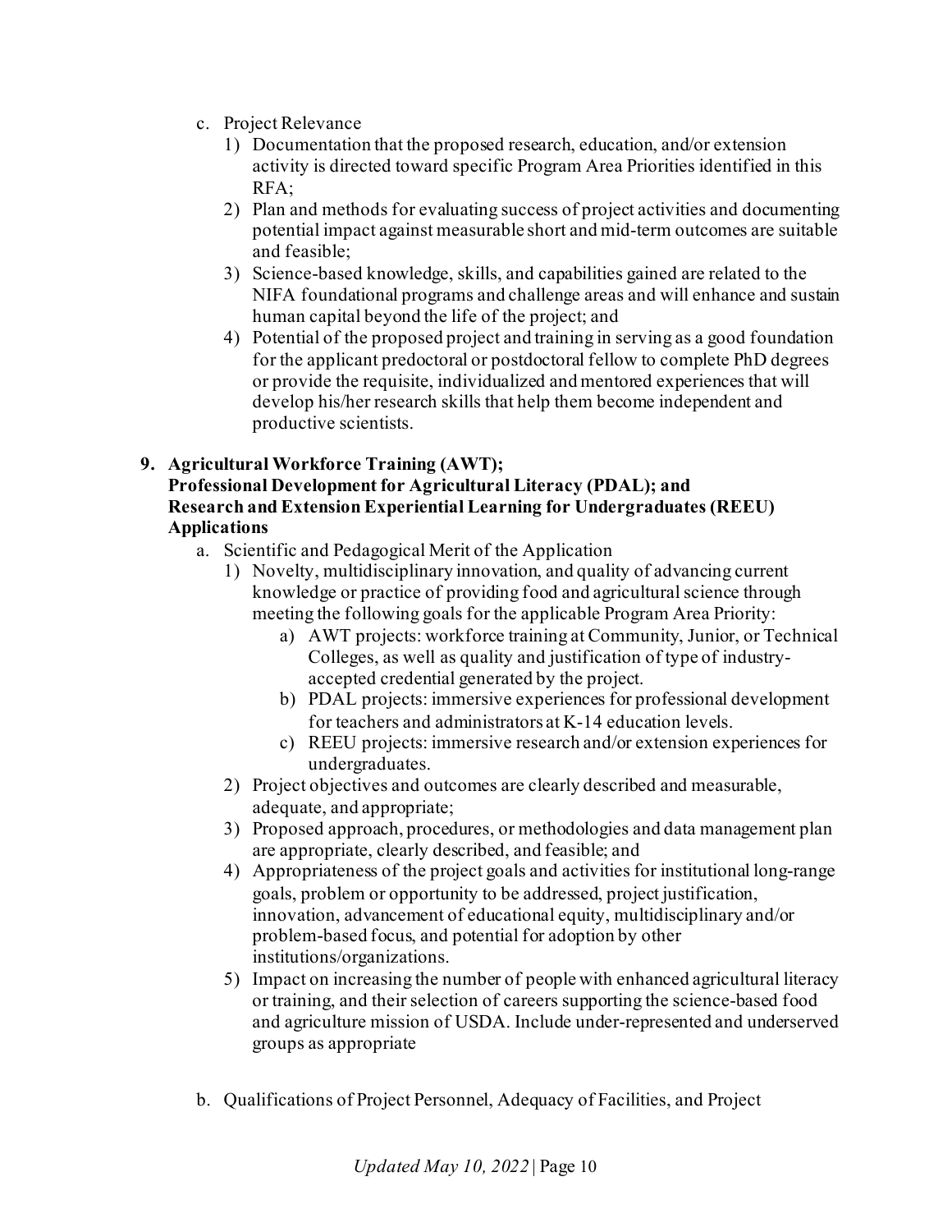c. Project Relevance
   1) Documentation that the proposed research, education, and/or extension activity is directed toward specific Program Area Priorities identified in this RFA;
   2) Plan and methods for evaluating success of project activities and documenting potential impact against measurable short and mid-term outcomes are suitable and feasible;
   3) Science-based knowledge, skills, and capabilities gained are related to the NIFA foundational programs and challenge areas and will enhance and sustain human capital beyond the life of the project; and
   4) Potential of the proposed project and training in serving as a good foundation for the applicant predoctoral or postdoctoral fellow to complete PhD degrees or provide the requisite, individualized and mentored experiences that will develop his/her research skills that help them become independent and productive scientists.

**9. Agricultural Workforce Training (AWT); Professional Development for Agricultural Literacy (PDAL); and Research and Extension Experiential Learning for Undergraduates (REEU) Applications**

a. Scientific and Pedagogical Merit of the Application
   1) Novelty, multidisciplinary innovation, and quality of advancing current knowledge or practice of providing food and agricultural science through meeting the following goals for the applicable Program Area Priority:
      a) AWT projects: workforce training at Community, Junior, or Technical Colleges, as well as quality and justification of type of industry-accepted credential generated by the project.
      b) PDAL projects: immersive experiences for professional development for teachers and administrators at K-14 education levels.
      c) REEU projects: immersive research and/or extension experiences for undergraduates.
   2) Project objectives and outcomes are clearly described and measurable, adequate, and appropriate;
   3) Proposed approach, procedures, or methodologies and data management plan are appropriate, clearly described, and feasible; and
   4) Appropriateness of the project goals and activities for institutional long-range goals, problem or opportunity to be addressed, project justification, innovation, advancement of educational equity, multidisciplinary and/or problem-based focus, and potential for adoption by other institutions/organizations.
   5) Impact on increasing the number of people with enhanced agricultural literacy or training, and their selection of careers supporting the science-based food and agriculture mission of USDA. Include under-represented and underserved groups as appropriate

b. Qualifications of Project Personnel, Adequacy of Facilities, and Project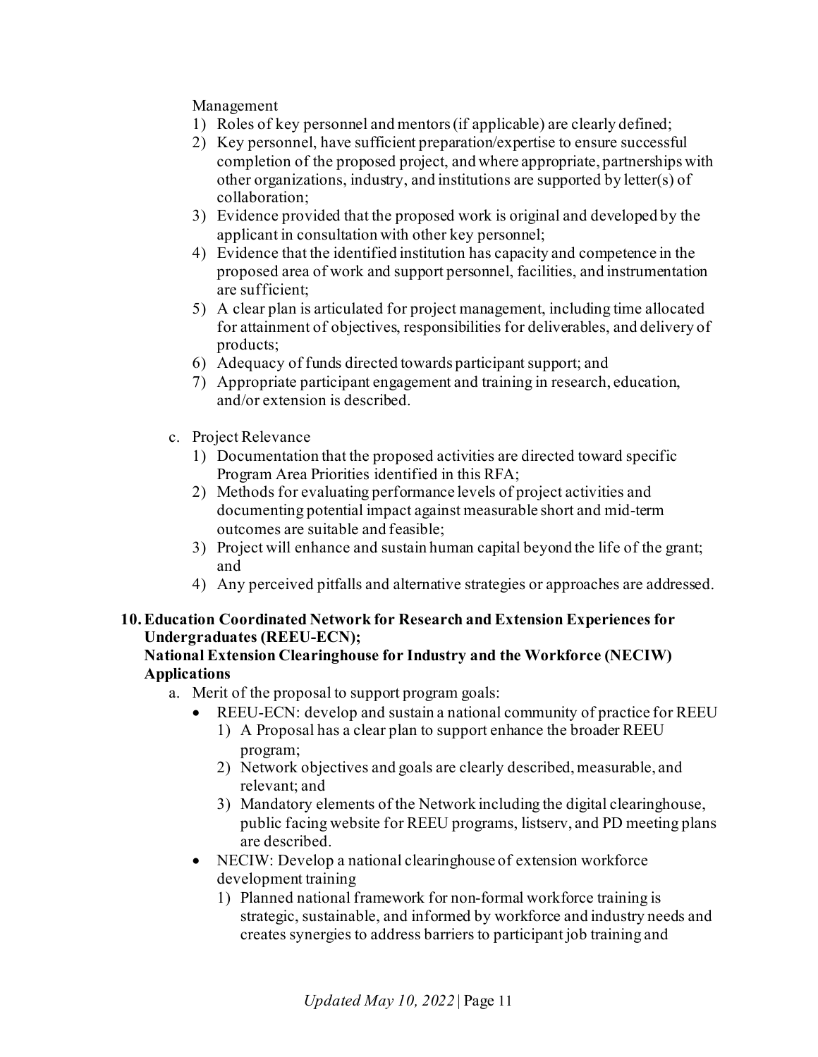Management

1) Roles of key personnel and mentors (if applicable) are clearly defined;
2) Key personnel, have sufficient preparation/expertise to ensure successful completion of the proposed project, and where appropriate, partnerships with other organizations, industry, and institutions are supported by letter(s) of collaboration;
3) Evidence provided that the proposed work is original and developed by the applicant in consultation with other key personnel;
4) Evidence that the identified institution has capacity and competence in the proposed area of work and support personnel, facilities, and instrumentation are sufficient;
5) A clear plan is articulated for project management, including time allocated for attainment of objectives, responsibilities for deliverables, and delivery of products;
6) Adequacy of funds directed towards participant support; and
7) Appropriate participant engagement and training in research, education, and/or extension is described.

c. Project Relevance

1) Documentation that the proposed activities are directed toward specific Program Area Priorities identified in this RFA;
2) Methods for evaluating performance levels of project activities and documenting potential impact against measurable short and mid-term outcomes are suitable and feasible;
3) Project will enhance and sustain human capital beyond the life of the grant; and
4) Any perceived pitfalls and alternative strategies or approaches are addressed.

**10. Education Coordinated Network for Research and Extension Experiences for Undergraduates (REEU-ECN); National Extension Clearinghouse for Industry and the Workforce (NECIW) Applications**

a. Merit of the proposal to support program goals:

- REEU-ECN: develop and sustain a national community of practice for REEU
  1) A Proposal has a clear plan to support enhance the broader REEU program;
  2) Network objectives and goals are clearly described, measurable, and relevant; and
  3) Mandatory elements of the Network including the digital clearinghouse, public facing website for REEU programs, listserv, and PD meeting plans are described.
- NECIW: Develop a national clearinghouse of extension workforce development training
  1) Planned national framework for non-formal workforce training is strategic, sustainable, and informed by workforce and industry needs and creates synergies to address barriers to participant job training and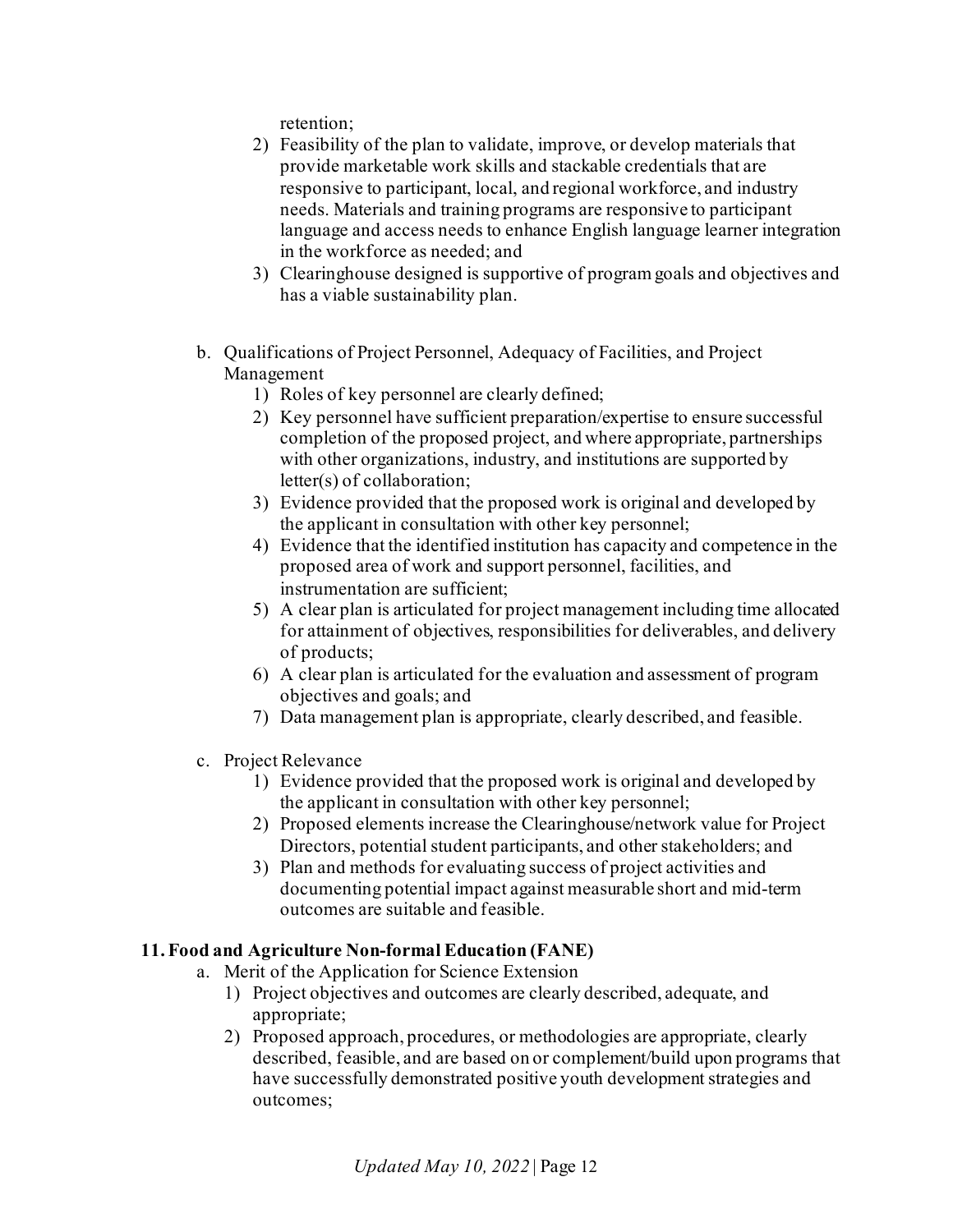retention;

2) Feasibility of the plan to validate, improve, or develop materials that provide marketable work skills and stackable credentials that are responsive to participant, local, and regional workforce, and industry needs. Materials and training programs are responsive to participant language and access needs to enhance English language learner integration in the workforce as needed; and
3) Clearinghouse designed is supportive of program goals and objectives and has a viable sustainability plan.

b. Qualifications of Project Personnel, Adequacy of Facilities, and Project Management
    1) Roles of key personnel are clearly defined;
    2) Key personnel have sufficient preparation/expertise to ensure successful completion of the proposed project, and where appropriate, partnerships with other organizations, industry, and institutions are supported by letter(s) of collaboration;
    3) Evidence provided that the proposed work is original and developed by the applicant in consultation with other key personnel;
    4) Evidence that the identified institution has capacity and competence in the proposed area of work and support personnel, facilities, and instrumentation are sufficient;
    5) A clear plan is articulated for project management including time allocated for attainment of objectives, responsibilities for deliverables, and delivery of products;
    6) A clear plan is articulated for the evaluation and assessment of program objectives and goals; and
    7) Data management plan is appropriate, clearly described, and feasible.

c. Project Relevance
    1) Evidence provided that the proposed work is original and developed by the applicant in consultation with other key personnel;
    2) Proposed elements increase the Clearinghouse/network value for Project Directors, potential student participants, and other stakeholders; and
    3) Plan and methods for evaluating success of project activities and documenting potential impact against measurable short and mid-term outcomes are suitable and feasible.

### 11. Food and Agriculture Non-formal Education (FANE)

a. Merit of the Application for Science Extension
    1) Project objectives and outcomes are clearly described, adequate, and appropriate;
    2) Proposed approach, procedures, or methodologies are appropriate, clearly described, feasible, and are based on or complement/build upon programs that have successfully demonstrated positive youth development strategies and outcomes;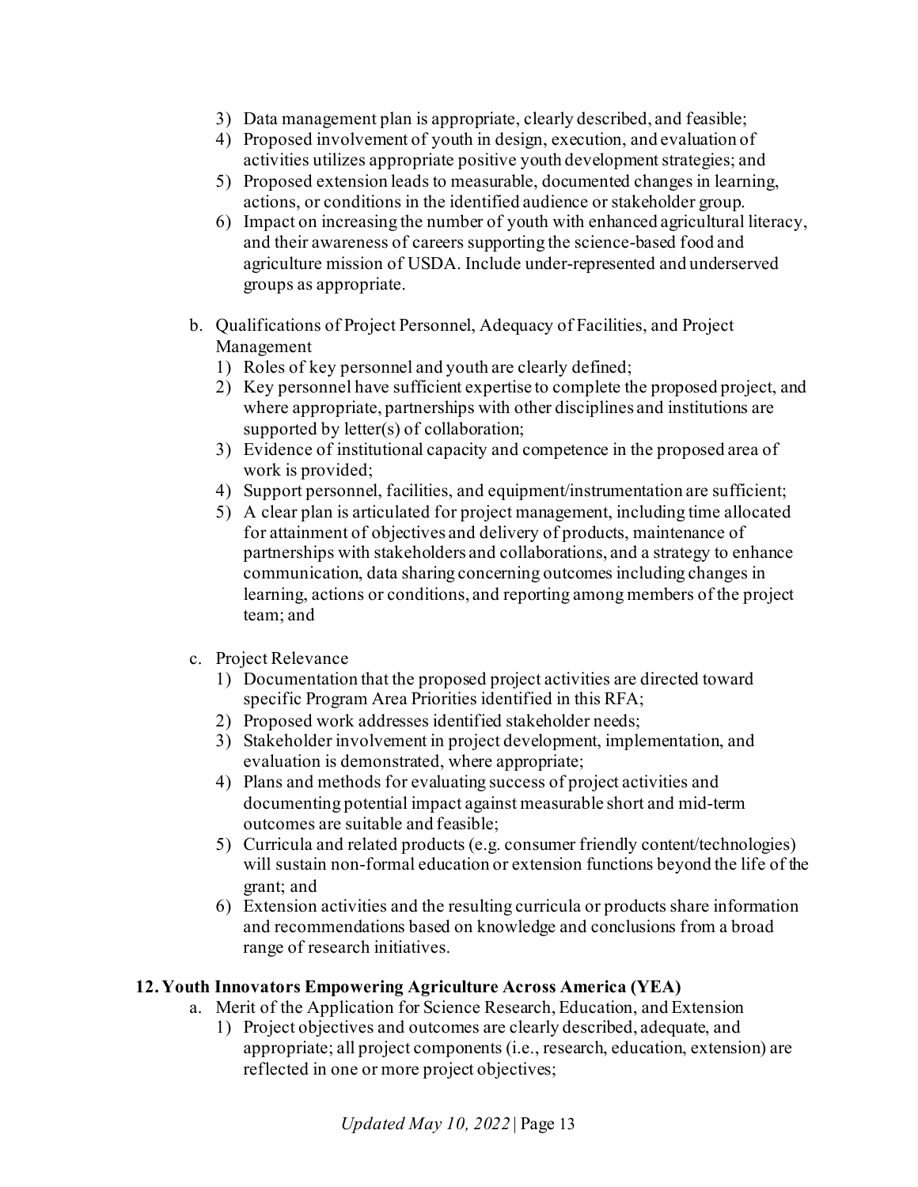3) Data management plan is appropriate, clearly described, and feasible;
4) Proposed involvement of youth in design, execution, and evaluation of activities utilizes appropriate positive youth development strategies; and
5) Proposed extension leads to measurable, documented changes in learning, actions, or conditions in the identified audience or stakeholder group.
6) Impact on increasing the number of youth with enhanced agricultural literacy, and their awareness of careers supporting the science-based food and agriculture mission of USDA. Include under-represented and underserved groups as appropriate.

b. Qualifications of Project Personnel, Adequacy of Facilities, and Project Management
   1) Roles of key personnel and youth are clearly defined;
   2) Key personnel have sufficient expertise to complete the proposed project, and where appropriate, partnerships with other disciplines and institutions are supported by letter(s) of collaboration;
   3) Evidence of institutional capacity and competence in the proposed area of work is provided;
   4) Support personnel, facilities, and equipment/instrumentation are sufficient;
   5) A clear plan is articulated for project management, including time allocated for attainment of objectives and delivery of products, maintenance of partnerships with stakeholders and collaborations, and a strategy to enhance communication, data sharing concerning outcomes including changes in learning, actions or conditions, and reporting among members of the project team; and

c. Project Relevance
   1) Documentation that the proposed project activities are directed toward specific Program Area Priorities identified in this RFA;
   2) Proposed work addresses identified stakeholder needs;
   3) Stakeholder involvement in project development, implementation, and evaluation is demonstrated, where appropriate;
   4) Plans and methods for evaluating success of project activities and documenting potential impact against measurable short and mid-term outcomes are suitable and feasible;
   5) Curricula and related products (e.g. consumer friendly content/technologies) will sustain non-formal education or extension functions beyond the life of the grant; and
   6) Extension activities and the resulting curricula or products share information and recommendations based on knowledge and conclusions from a broad range of research initiatives.

**12. Youth Innovators Empowering Agriculture Across America (YEA)**

a. Merit of the Application for Science Research, Education, and Extension
   1) Project objectives and outcomes are clearly described, adequate, and appropriate; all project components (i.e., research, education, extension) are reflected in one or more project objectives;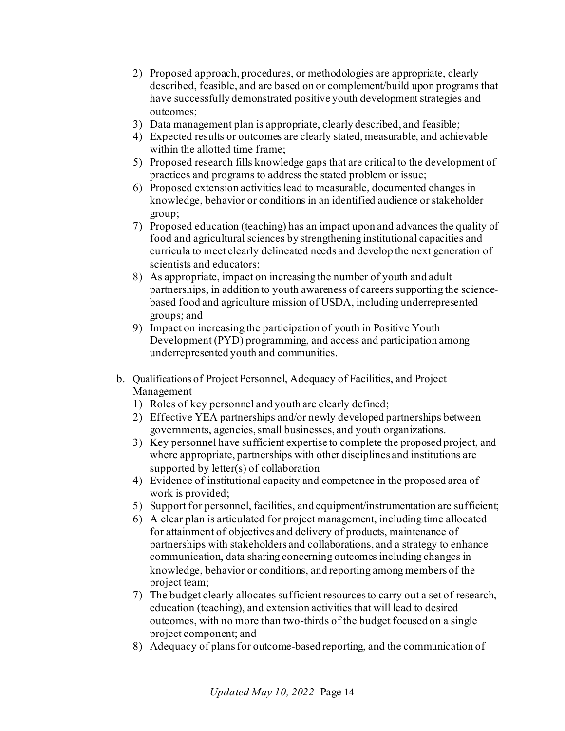2) Proposed approach, procedures, or methodologies are appropriate, clearly described, feasible, and are based on or complement/build upon programs that have successfully demonstrated positive youth development strategies and outcomes;
3) Data management plan is appropriate, clearly described, and feasible;
4) Expected results or outcomes are clearly stated, measurable, and achievable within the allotted time frame;
5) Proposed research fills knowledge gaps that are critical to the development of practices and programs to address the stated problem or issue;
6) Proposed extension activities lead to measurable, documented changes in knowledge, behavior or conditions in an identified audience or stakeholder group;
7) Proposed education (teaching) has an impact upon and advances the quality of food and agricultural sciences by strengthening institutional capacities and curricula to meet clearly delineated needs and develop the next generation of scientists and educators;
8) As appropriate, impact on increasing the number of youth and adult partnerships, in addition to youth awareness of careers supporting the science-based food and agriculture mission of USDA, including underrepresented groups; and
9) Impact on increasing the participation of youth in Positive Youth Development (PYD) programming, and access and participation among underrepresented youth and communities.

b. Qualifications of Project Personnel, Adequacy of Facilities, and Project Management
   1) Roles of key personnel and youth are clearly defined;
   2) Effective YEA partnerships and/or newly developed partnerships between governments, agencies, small businesses, and youth organizations.
   3) Key personnel have sufficient expertise to complete the proposed project, and where appropriate, partnerships with other disciplines and institutions are supported by letter(s) of collaboration
   4) Evidence of institutional capacity and competence in the proposed area of work is provided;
   5) Support for personnel, facilities, and equipment/instrumentation are sufficient;
   6) A clear plan is articulated for project management, including time allocated for attainment of objectives and delivery of products, maintenance of partnerships with stakeholders and collaborations, and a strategy to enhance communication, data sharing concerning outcomes including changes in knowledge, behavior or conditions, and reporting among members of the project team;
   7) The budget clearly allocates sufficient resources to carry out a set of research, education (teaching), and extension activities that will lead to desired outcomes, with no more than two-thirds of the budget focused on a single project component; and
   8) Adequacy of plans for outcome-based reporting, and the communication of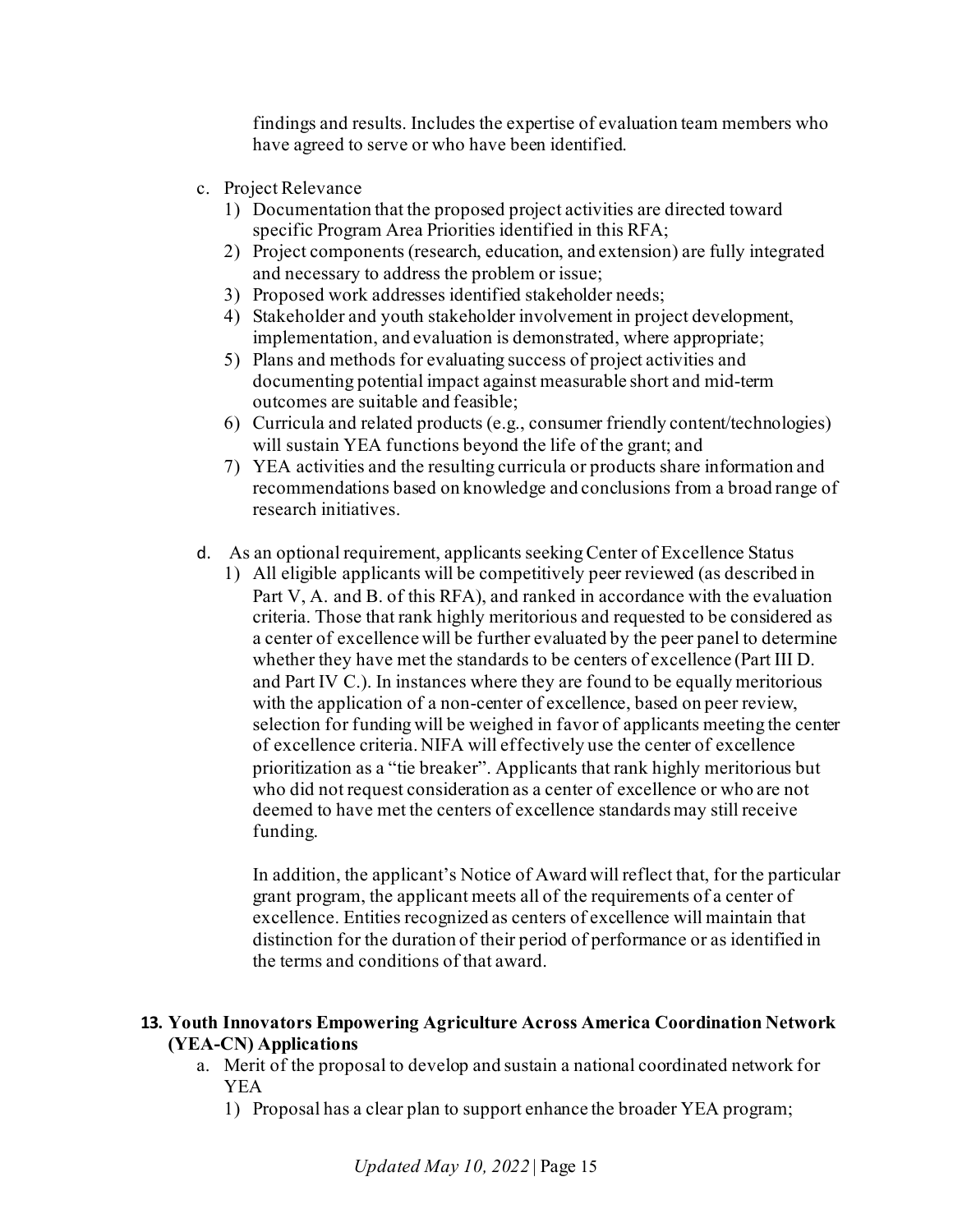findings and results. Includes the expertise of evaluation team members who have agreed to serve or who have been identified.

c. Project Relevance
   1) Documentation that the proposed project activities are directed toward specific Program Area Priorities identified in this RFA;
   2) Project components (research, education, and extension) are fully integrated and necessary to address the problem or issue;
   3) Proposed work addresses identified stakeholder needs;
   4) Stakeholder and youth stakeholder involvement in project development, implementation, and evaluation is demonstrated, where appropriate;
   5) Plans and methods for evaluating success of project activities and documenting potential impact against measurable short and mid-term outcomes are suitable and feasible;
   6) Curricula and related products (e.g., consumer friendly content/technologies) will sustain YEA functions beyond the life of the grant; and
   7) YEA activities and the resulting curricula or products share information and recommendations based on knowledge and conclusions from a broad range of research initiatives.

d. As an optional requirement, applicants seeking Center of Excellence Status
   1) All eligible applicants will be competitively peer reviewed (as described in Part V, A. and B. of this RFA), and ranked in accordance with the evaluation criteria. Those that rank highly meritorious and requested to be considered as a center of excellence will be further evaluated by the peer panel to determine whether they have met the standards to be centers of excellence (Part III D. and Part IV C.). In instances where they are found to be equally meritorious with the application of a non-center of excellence, based on peer review, selection for funding will be weighed in favor of applicants meeting the center of excellence criteria. NIFA will effectively use the center of excellence prioritization as a "tie breaker". Applicants that rank highly meritorious but who did not request consideration as a center of excellence or who are not deemed to have met the centers of excellence standards may still receive funding.

      In addition, the applicant's Notice of Award will reflect that, for the particular grant program, the applicant meets all of the requirements of a center of excellence. Entities recognized as centers of excellence will maintain that distinction for the duration of their period of performance or as identified in the terms and conditions of that award.

**13. Youth Innovators Empowering Agriculture Across America Coordination Network (YEA-CN) Applications**

a. Merit of the proposal to develop and sustain a national coordinated network for YEA
   1) Proposal has a clear plan to support enhance the broader YEA program;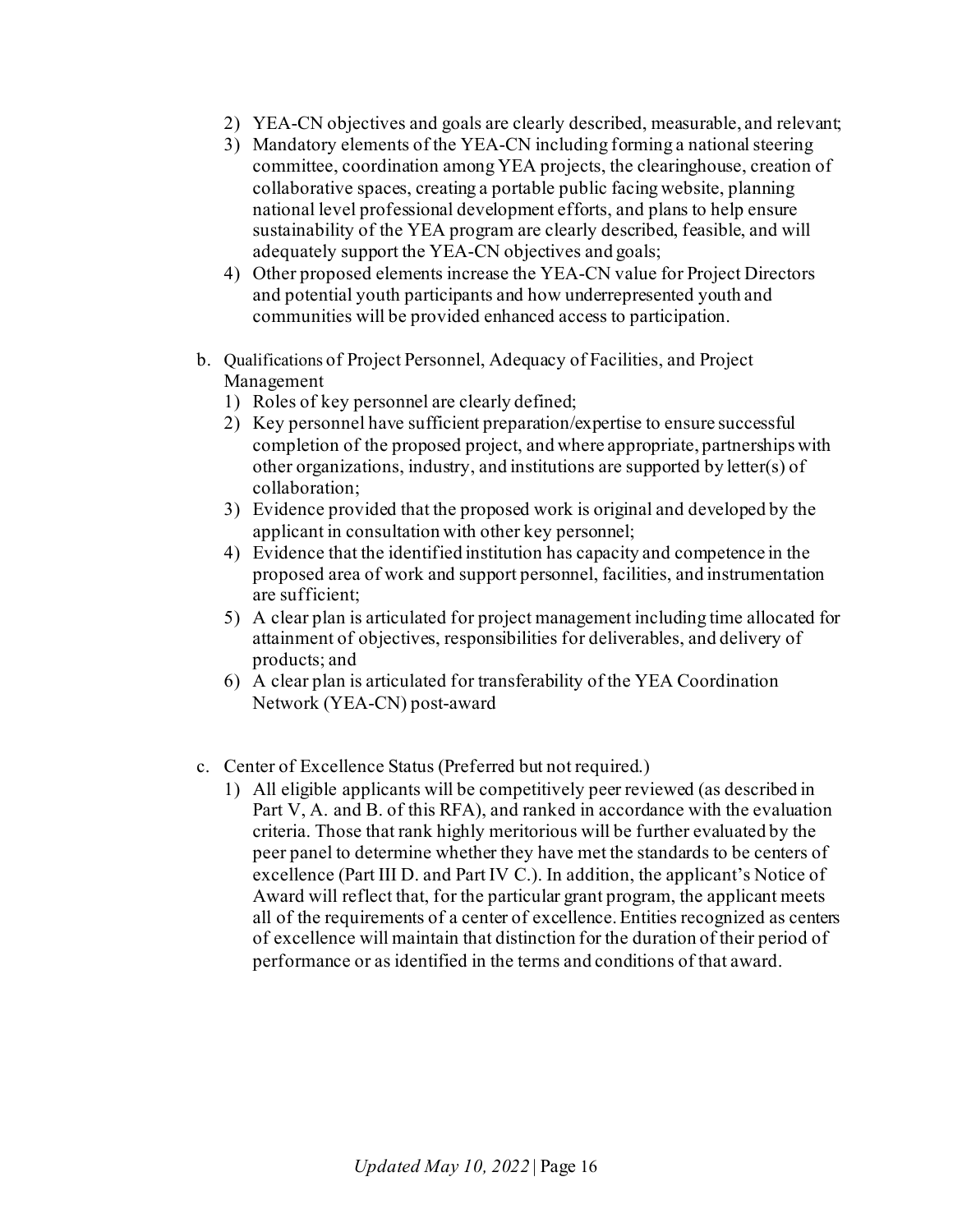2) YEA-CN objectives and goals are clearly described, measurable, and relevant;
3) Mandatory elements of the YEA-CN including forming a national steering committee, coordination among YEA projects, the clearinghouse, creation of collaborative spaces, creating a portable public facing website, planning national level professional development efforts, and plans to help ensure sustainability of the YEA program are clearly described, feasible, and will adequately support the YEA-CN objectives and goals;
4) Other proposed elements increase the YEA-CN value for Project Directors and potential youth participants and how underrepresented youth and communities will be provided enhanced access to participation.

b. Qualifications of Project Personnel, Adequacy of Facilities, and Project Management
   1) Roles of key personnel are clearly defined;
   2) Key personnel have sufficient preparation/expertise to ensure successful completion of the proposed project, and where appropriate, partnerships with other organizations, industry, and institutions are supported by letter(s) of collaboration;
   3) Evidence provided that the proposed work is original and developed by the applicant in consultation with other key personnel;
   4) Evidence that the identified institution has capacity and competence in the proposed area of work and support personnel, facilities, and instrumentation are sufficient;
   5) A clear plan is articulated for project management including time allocated for attainment of objectives, responsibilities for deliverables, and delivery of products; and
   6) A clear plan is articulated for transferability of the YEA Coordination Network (YEA-CN) post-award

c. Center of Excellence Status (Preferred but not required.)
   1) All eligible applicants will be competitively peer reviewed (as described in Part V, A. and B. of this RFA), and ranked in accordance with the evaluation criteria. Those that rank highly meritorious will be further evaluated by the peer panel to determine whether they have met the standards to be centers of excellence (Part III D. and Part IV C.). In addition, the applicant's Notice of Award will reflect that, for the particular grant program, the applicant meets all of the requirements of a center of excellence. Entities recognized as centers of excellence will maintain that distinction for the duration of their period of performance or as identified in the terms and conditions of that award.